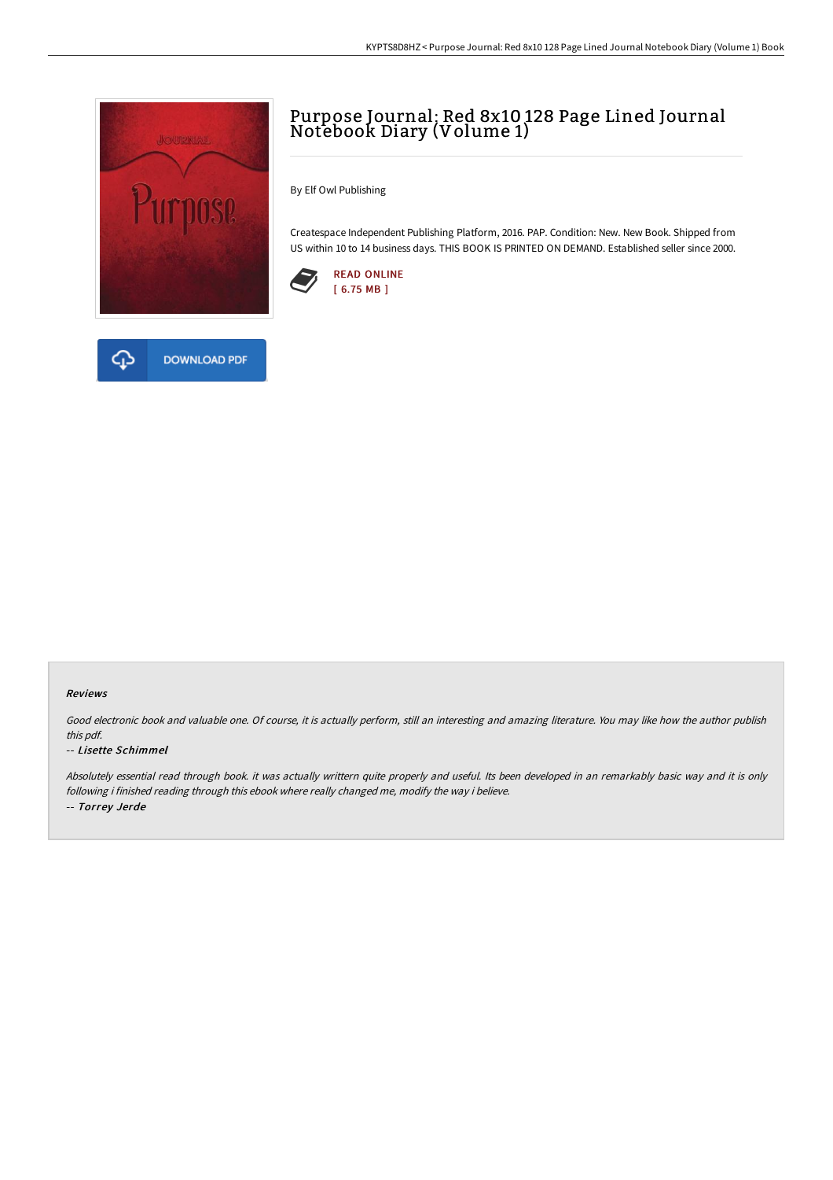# Purpose Journal: Red 8x10 128 Page Lined Journal Notebook Diary (Volume 1)

By Elf Owl Publishing

Createspace Independent Publishing Platform, 2016. PAP. Condition: New. New Book. Shipped from US within 10 to 14 business days. THIS BOOK IS PRINTED ON DEMAND. Established seller since 2000.

READ ONLINE
[ 6.75 MB ]

DOWNLOAD PDF

### Reviews

*Good electronic book and valuable one. Of course, it is actually perform, still an interesting and amazing literature. You may like how the author publish this pdf.*

-- *Lisette Schimmel*

*Absolutely essential read through book. it was actually writtern quite properly and useful. Its been developed in an remarkably basic way and it is only following i finished reading through this ebook where really changed me, modify the way i believe.*

-- *Torrey Jerde*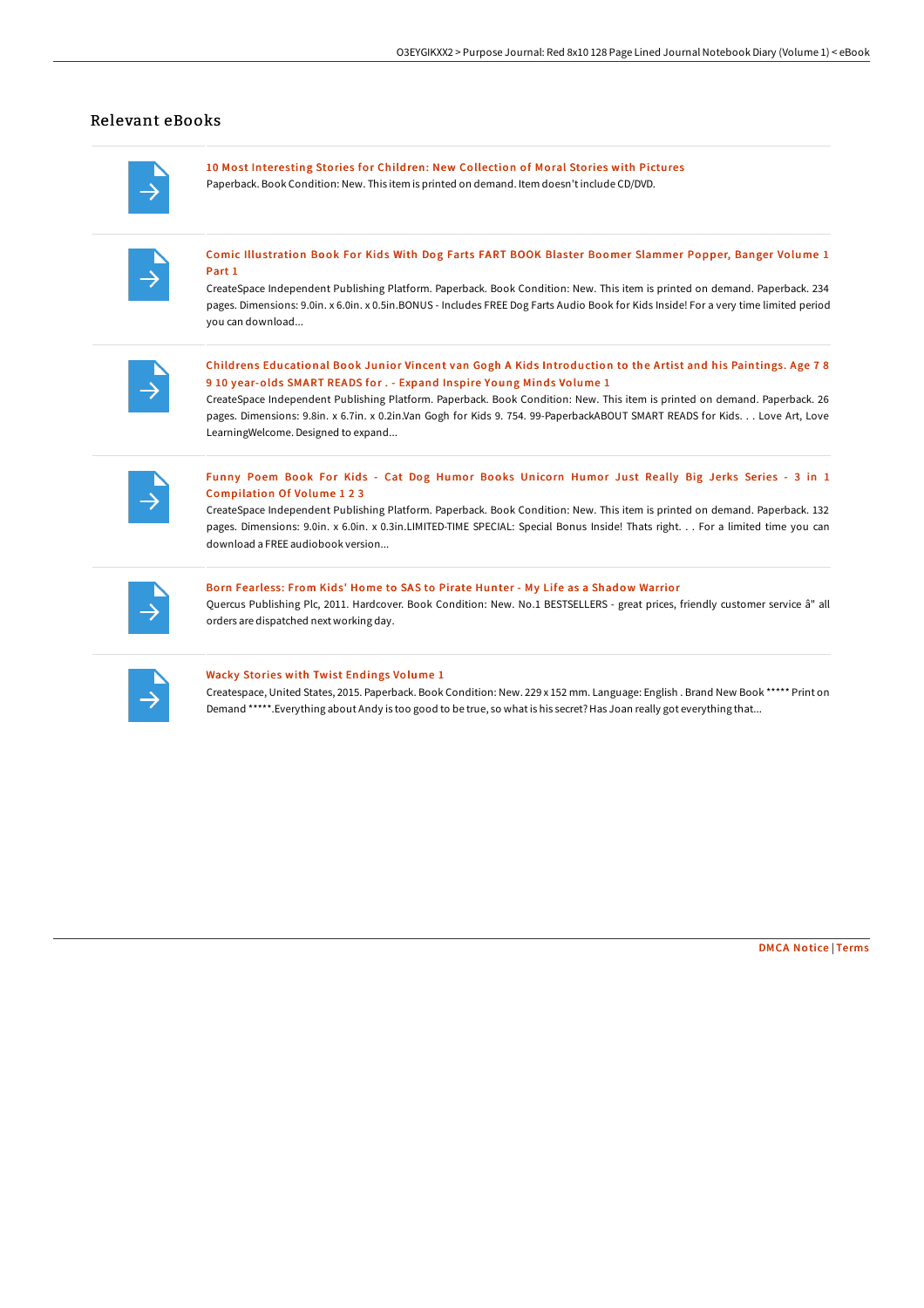## Relevant eBooks

**10 Most Interesting Stories for Children: New Collection of Moral Stories with Pictures**
Paperback. Book Condition: New. This item is printed on demand. Item doesn't include CD/DVD.

**Comic Illustration Book For Kids With Dog Farts FART BOOK Blaster Boomer Slammer Popper, Banger Volume 1 Part 1**
CreateSpace Independent Publishing Platform. Paperback. Book Condition: New. This item is printed on demand. Paperback. 234 pages. Dimensions: 9.0in. x 6.0in. x 0.5in.BONUS - Includes FREE Dog Farts Audio Book for Kids Inside! For a very time limited period you can download...

**Childrens Educational Book Junior Vincent van Gogh A Kids Introduction to the Artist and his Paintings. Age 7 8 9 10 year-olds SMART READS for . - Expand Inspire Young Minds Volume 1**
CreateSpace Independent Publishing Platform. Paperback. Book Condition: New. This item is printed on demand. Paperback. 26 pages. Dimensions: 9.8in. x 6.7in. x 0.2in.Van Gogh for Kids 9. 754. 99-PaperbackABOUT SMART READS for Kids. . . Love Art, Love LearningWelcome. Designed to expand...

**Funny Poem Book For Kids - Cat Dog Humor Books Unicorn Humor Just Really Big Jerks Series - 3 in 1 Compilation Of Volume 1 2 3**
CreateSpace Independent Publishing Platform. Paperback. Book Condition: New. This item is printed on demand. Paperback. 132 pages. Dimensions: 9.0in. x 6.0in. x 0.3in.LIMITED-TIME SPECIAL: Special Bonus Inside! Thats right. . . For a limited time you can download a FREE audiobook version...

**Born Fearless: From Kids' Home to SAS to Pirate Hunter - My Life as a Shadow Warrior**
Quercus Publishing Plc, 2011. Hardcover. Book Condition: New. No.1 BESTSELLERS - great prices, friendly customer service â" all orders are dispatched next working day.

**Wacky Stories with Twist Endings Volume 1**
Createspace, United States, 2015. Paperback. Book Condition: New. 229 x 152 mm. Language: English . Brand New Book ***** Print on Demand *****.Everything about Andy is too good to be true, so what is his secret? Has Joan really got everything that...